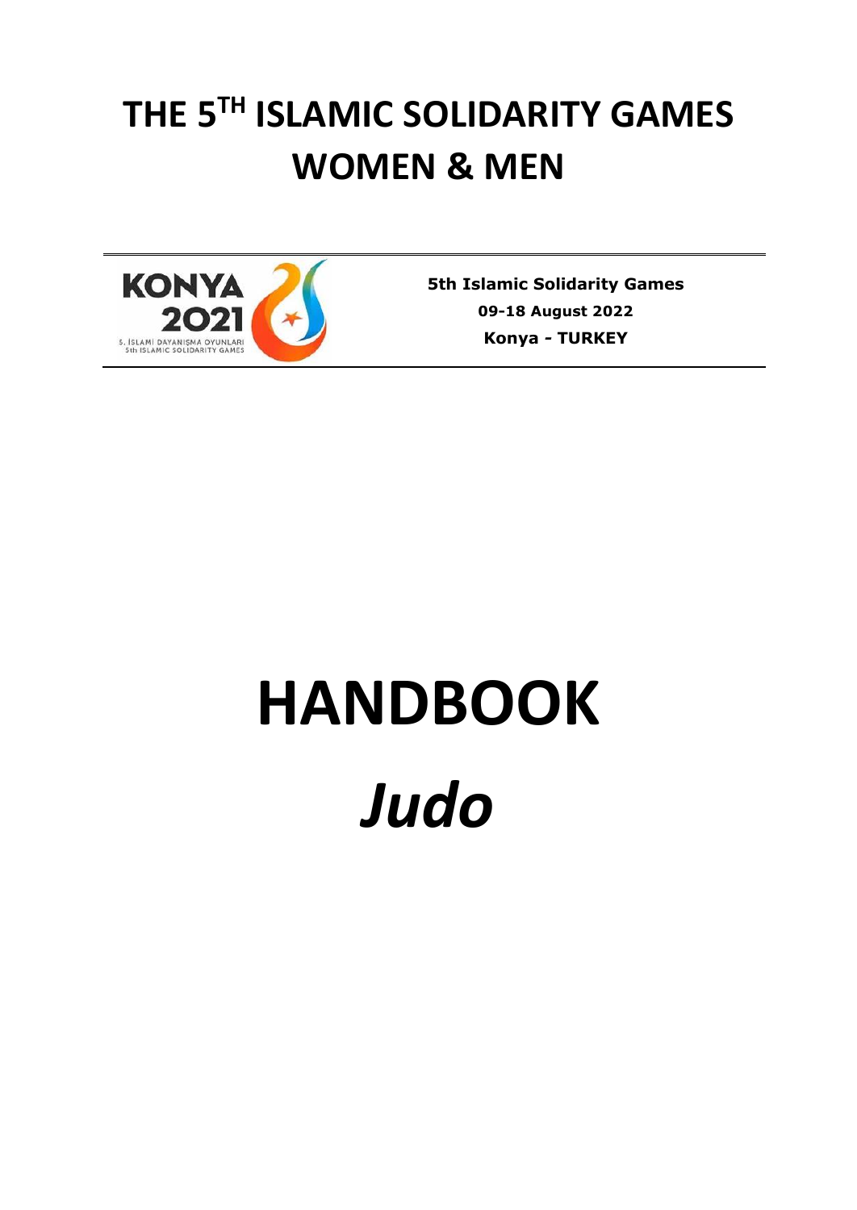# THE 5TH ISLAMIC SOLIDARITY GAMES WOMEN & MEN

**5th Islamic Solidarity Games**

**09-18 August 2022**

**Konya - TURKEY**

# HANDBOOK

# *Judo*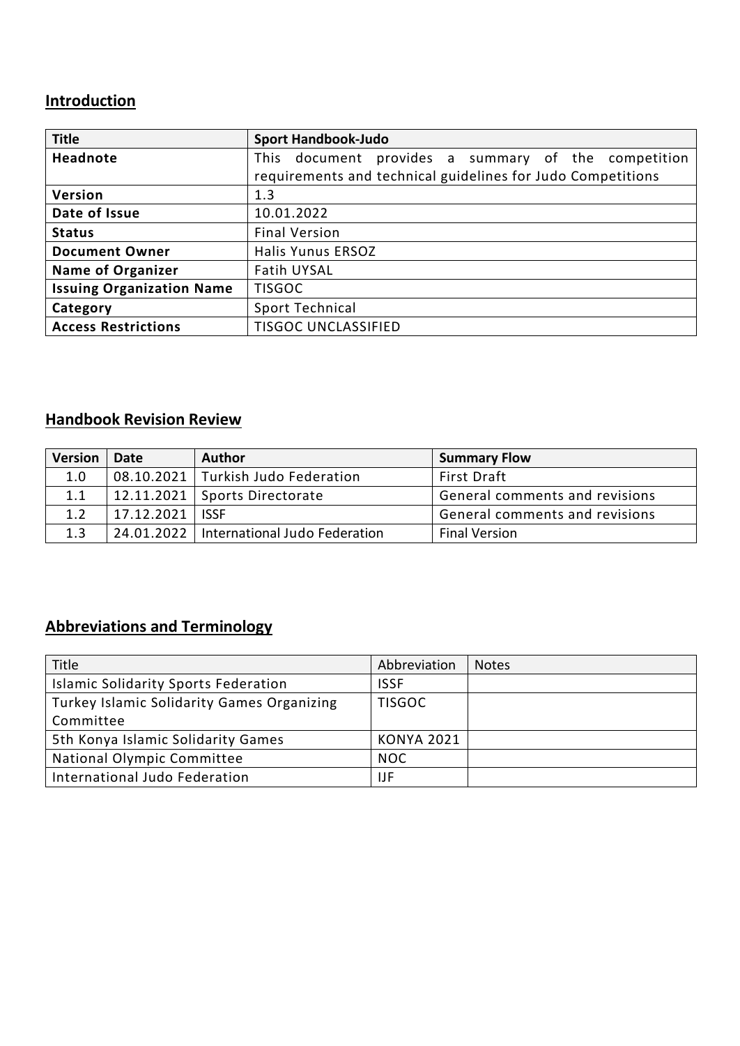## Introduction

| Title | Sport Handbook-Judo |
|---|---|
| Headnote | This document provides a summary of the competition requirements and technical guidelines for Judo Competitions |
| Version | 1.3 |
| Date of Issue | 10.01.2022 |
| Status | Final Version |
| Document Owner | Halis Yunus ERSOZ |
| Name of Organizer | Fatih UYSAL |
| Issuing Organization Name | TISGOC |
| Category | Sport Technical |
| Access Restrictions | TISGOC UNCLASSIFIED |

## Handbook Revision Review

| Version | Date | Author | Summary Flow |
|---|---|---|---|
| 1.0 | 08.10.2021 | Turkish Judo Federation | First Draft |
| 1.1 | 12.11.2021 | Sports Directorate | General comments and revisions |
| 1.2 | 17.12.2021 | ISSF | General comments and revisions |
| 1.3 | 24.01.2022 | International Judo Federation | Final Version |

## Abbreviations and Terminology

| Title | Abbreviation | Notes |
|---|---|---|
| Islamic Solidarity Sports Federation | ISSF | |
| Turkey Islamic Solidarity Games Organizing Committee | TISGOC | |
| 5th Konya Islamic Solidarity Games | KONYA 2021 | |
| National Olympic Committee | NOC | |
| International Judo Federation | IJF | |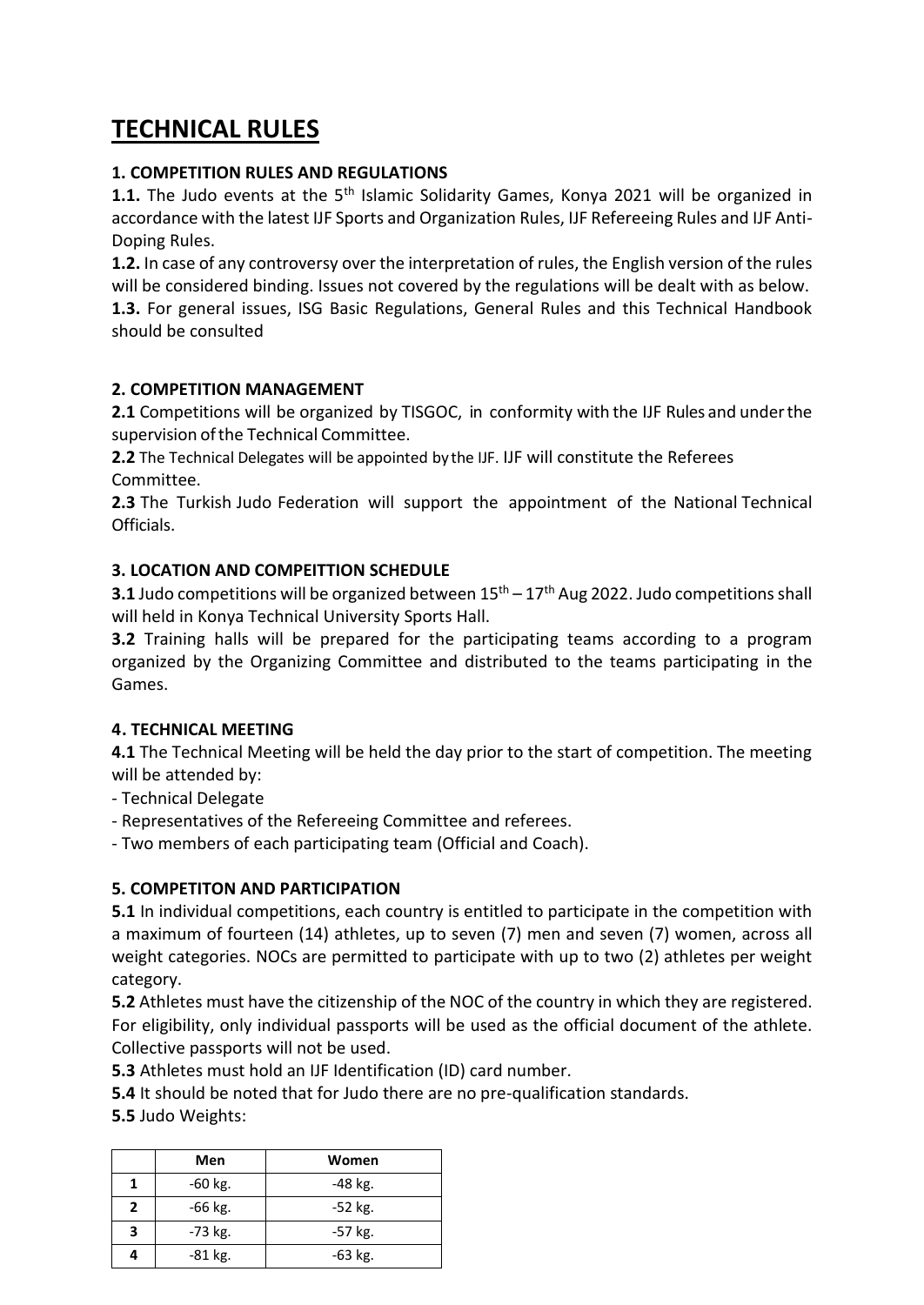# TECHNICAL RULES

**1. COMPETITION RULES AND REGULATIONS**

**1.1.** The Judo events at the 5th Islamic Solidarity Games, Konya 2021 will be organized in accordance with the latest IJF Sports and Organization Rules, IJF Refereeing Rules and IJF Anti-Doping Rules.

**1.2.** In case of any controversy over the interpretation of rules, the English version of the rules will be considered binding. Issues not covered by the regulations will be dealt with as below.

**1.3.** For general issues, ISG Basic Regulations, General Rules and this Technical Handbook should be consulted

**2. COMPETITION MANAGEMENT**

**2.1** Competitions will be organized by TISGOC, in conformity with the IJF Rules and under the supervision of the Technical Committee.

**2.2** The Technical Delegates will be appointed by the IJF. IJF will constitute the Referees Committee.

**2.3** The Turkish Judo Federation will support the appointment of the National Technical Officials.

**3. LOCATION AND COMPEITTION SCHEDULE**

**3.1** Judo competitions will be organized between 15th – 17th Aug 2022. Judo competitions shall will held in Konya Technical University Sports Hall.

**3.2** Training halls will be prepared for the participating teams according to a program organized by the Organizing Committee and distributed to the teams participating in the Games.

**4. TECHNICAL MEETING**

**4.1** The Technical Meeting will be held the day prior to the start of competition. The meeting will be attended by:

- Technical Delegate
- Representatives of the Refereeing Committee and referees.
- Two members of each participating team (Official and Coach).

**5. COMPETITON AND PARTICIPATION**

**5.1** In individual competitions, each country is entitled to participate in the competition with a maximum of fourteen (14) athletes, up to seven (7) men and seven (7) women, across all weight categories. NOCs are permitted to participate with up to two (2) athletes per weight category.

**5.2** Athletes must have the citizenship of the NOC of the country in which they are registered. For eligibility, only individual passports will be used as the official document of the athlete. Collective passports will not be used.

**5.3** Athletes must hold an IJF Identification (ID) card number.

**5.4** It should be noted that for Judo there are no pre-qualification standards.

**5.5** Judo Weights:

| | Men | Women |
|---|---|---|
| 1 | -60 kg. | -48 kg. |
| 2 | -66 kg. | -52 kg. |
| 3 | -73 kg. | -57 kg. |
| 4 | -81 kg. | -63 kg. |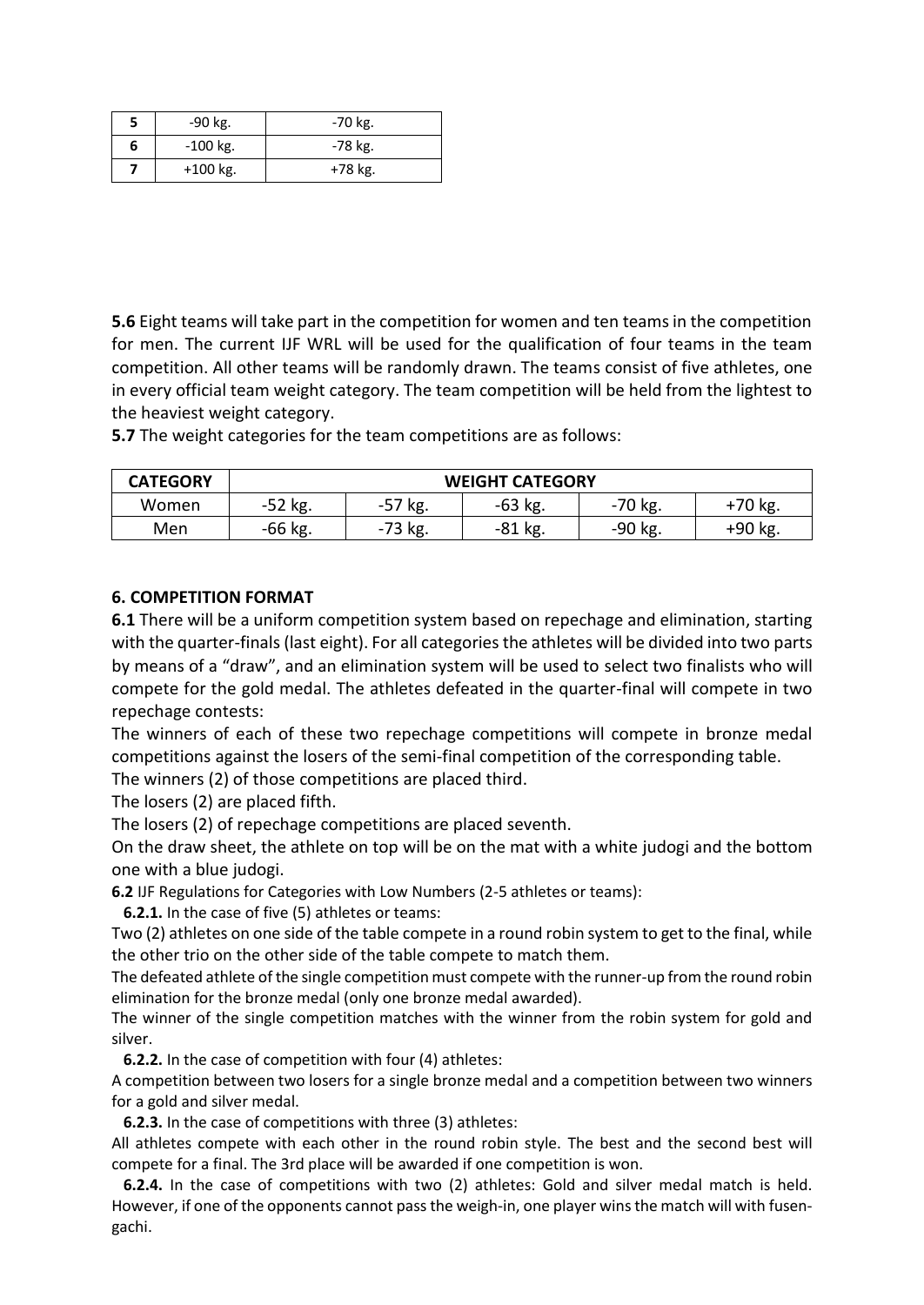| 5 | -90 kg. | -70 kg. |
|---|---|---|
| 6 | -100 kg. | -78 kg. |
| 7 | +100 kg. | +78 kg. |

**5.6** Eight teams will take part in the competition for women and ten teams in the competition for men. The current IJF WRL will be used for the qualification of four teams in the team competition. All other teams will be randomly drawn. The teams consist of five athletes, one in every official team weight category. The team competition will be held from the lightest to the heaviest weight category.

**5.7** The weight categories for the team competitions are as follows:

| CATEGORY | WEIGHT CATEGORY | | | | |
|---|---|---|---|---|---|
| Women | -52 kg. | -57 kg. | -63 kg. | -70 kg. | +70 kg. |
| Men | -66 kg. | -73 kg. | -81 kg. | -90 kg. | +90 kg. |

### 6. COMPETITION FORMAT

**6.1** There will be a uniform competition system based on repechage and elimination, starting with the quarter-finals (last eight). For all categories the athletes will be divided into two parts by means of a "draw", and an elimination system will be used to select two finalists who will compete for the gold medal. The athletes defeated in the quarter-final will compete in two repechage contests:

The winners of each of these two repechage competitions will compete in bronze medal competitions against the losers of the semi-final competition of the corresponding table.

The winners (2) of those competitions are placed third.

The losers (2) are placed fifth.

The losers (2) of repechage competitions are placed seventh.

On the draw sheet, the athlete on top will be on the mat with a white judogi and the bottom one with a blue judogi.

**6.2** IJF Regulations for Categories with Low Numbers (2-5 athletes or teams):

**6.2.1.** In the case of five (5) athletes or teams:

Two (2) athletes on one side of the table compete in a round robin system to get to the final, while the other trio on the other side of the table compete to match them.

The defeated athlete of the single competition must compete with the runner-up from the round robin elimination for the bronze medal (only one bronze medal awarded).

The winner of the single competition matches with the winner from the robin system for gold and silver.

**6.2.2.** In the case of competition with four (4) athletes:

A competition between two losers for a single bronze medal and a competition between two winners for a gold and silver medal.

**6.2.3.** In the case of competitions with three (3) athletes:

All athletes compete with each other in the round robin style. The best and the second best will compete for a final. The 3rd place will be awarded if one competition is won.

**6.2.4.** In the case of competitions with two (2) athletes: Gold and silver medal match is held. However, if one of the opponents cannot pass the weigh-in, one player wins the match will with fusen-gachi.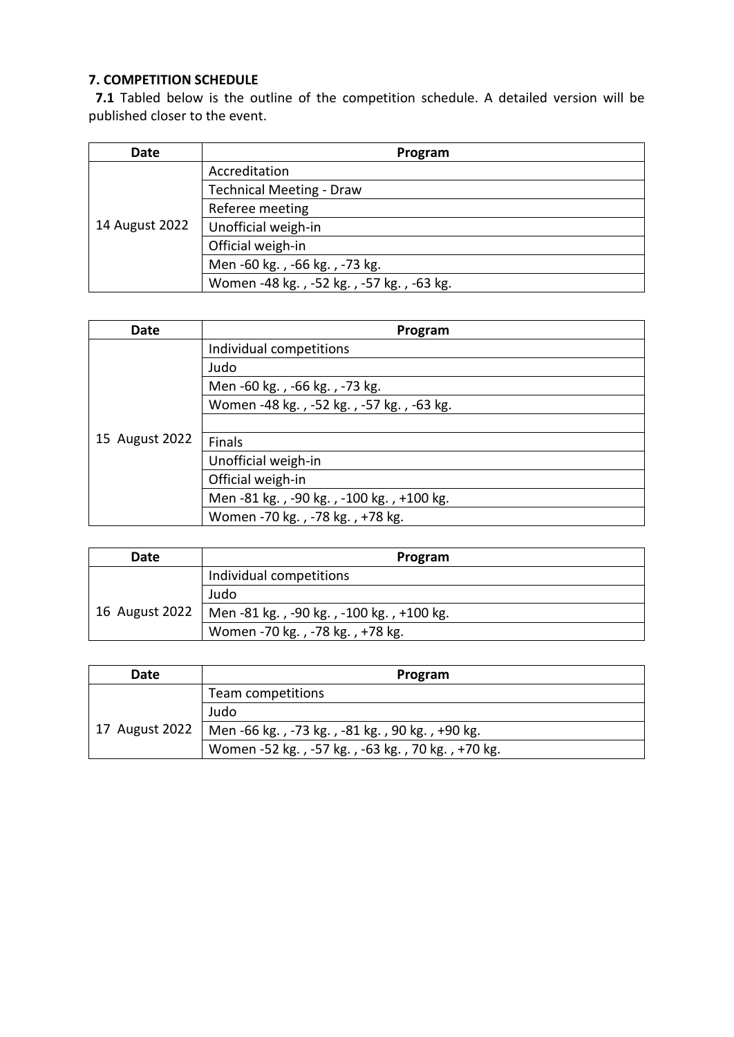**7. COMPETITION SCHEDULE**

**7.1** Tabled below is the outline of the competition schedule. A detailed version will be published closer to the event.

| Date | Program |
|---|---|
| 14 August 2022 | Accreditation |
| | Technical Meeting - Draw |
| | Referee meeting |
| | Unofficial weigh-in |
| | Official weigh-in |
| | Men -60 kg. , -66 kg. , -73 kg. |
| | Women -48 kg. , -52 kg. , -57 kg. , -63 kg. |

| Date | Program |
|---|---|
| 15 August 2022 | Individual competitions |
| | Judo |
| | Men -60 kg. , -66 kg. , -73 kg. |
| | Women -48 kg. , -52 kg. , -57 kg. , -63 kg. |
| | |
| | Finals |
| | Unofficial weigh-in |
| | Official weigh-in |
| | Men -81 kg. , -90 kg. , -100 kg. , +100 kg. |
| | Women -70 kg. , -78 kg. , +78 kg. |

| Date | Program |
|---|---|
| 16 August 2022 | Individual competitions |
| | Judo |
| | Men -81 kg. , -90 kg. , -100 kg. , +100 kg. |
| | Women -70 kg. , -78 kg. , +78 kg. |

| Date | Program |
|---|---|
| 17 August 2022 | Team competitions |
| | Judo |
| | Men -66 kg. , -73 kg. , -81 kg. , 90 kg. , +90 kg. |
| | Women -52 kg. , -57 kg. , -63 kg. , 70 kg. , +70 kg. |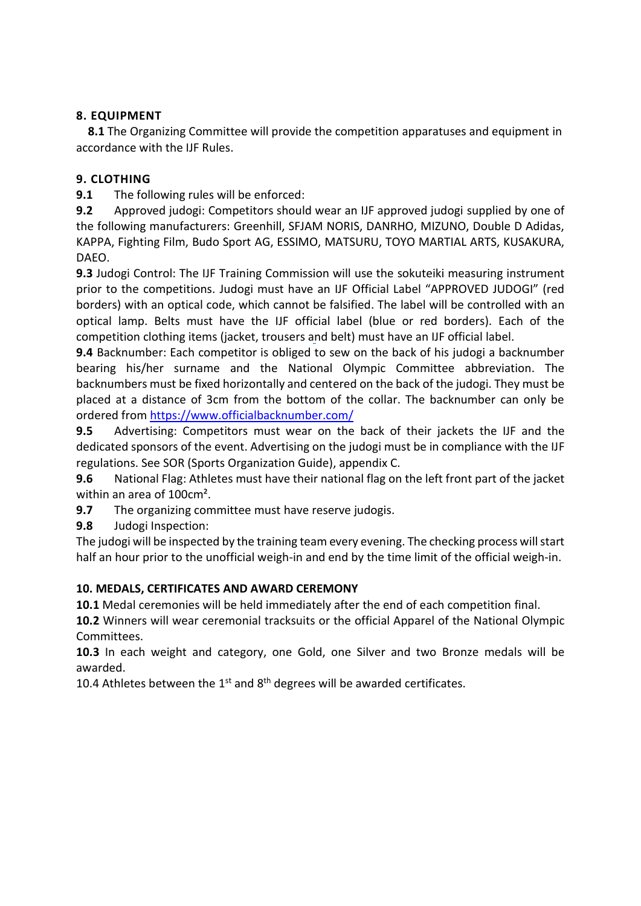## 8. EQUIPMENT

**8.1** The Organizing Committee will provide the competition apparatuses and equipment in accordance with the IJF Rules.

## 9. CLOTHING

**9.1** The following rules will be enforced:

**9.2** Approved judogi: Competitors should wear an IJF approved judogi supplied by one of the following manufacturers: Greenhill, SFJAM NORIS, DANRHO, MIZUNO, Double D Adidas, KAPPA, Fighting Film, Budo Sport AG, ESSIMO, MATSURU, TOYO MARTIAL ARTS, KUSAKURA, DAEO.

**9.3** Judogi Control: The IJF Training Commission will use the sokuteiki measuring instrument prior to the competitions. Judogi must have an IJF Official Label "APPROVED JUDOGI" (red borders) with an optical code, which cannot be falsified. The label will be controlled with an optical lamp. Belts must have the IJF official label (blue or red borders). Each of the competition clothing items (jacket, trousers and belt) must have an IJF official label.

**9.4** Backnumber: Each competitor is obliged to sew on the back of his judogi a backnumber bearing his/her surname and the National Olympic Committee abbreviation. The backnumbers must be fixed horizontally and centered on the back of the judogi. They must be placed at a distance of 3cm from the bottom of the collar. The backnumber can only be ordered from https://www.officialbacknumber.com/

**9.5** Advertising: Competitors must wear on the back of their jackets the IJF and the dedicated sponsors of the event. Advertising on the judogi must be in compliance with the IJF regulations. See SOR (Sports Organization Guide), appendix C.

**9.6** National Flag: Athletes must have their national flag on the left front part of the jacket within an area of 100cm².

**9.7** The organizing committee must have reserve judogis.

**9.8** Judogi Inspection:

The judogi will be inspected by the training team every evening. The checking process will start half an hour prior to the unofficial weigh-in and end by the time limit of the official weigh-in.

## 10. MEDALS, CERTIFICATES AND AWARD CEREMONY

**10.1** Medal ceremonies will be held immediately after the end of each competition final.

**10.2** Winners will wear ceremonial tracksuits or the official Apparel of the National Olympic Committees.

**10.3** In each weight and category, one Gold, one Silver and two Bronze medals will be awarded.

10.4 Athletes between the 1st and 8th degrees will be awarded certificates.